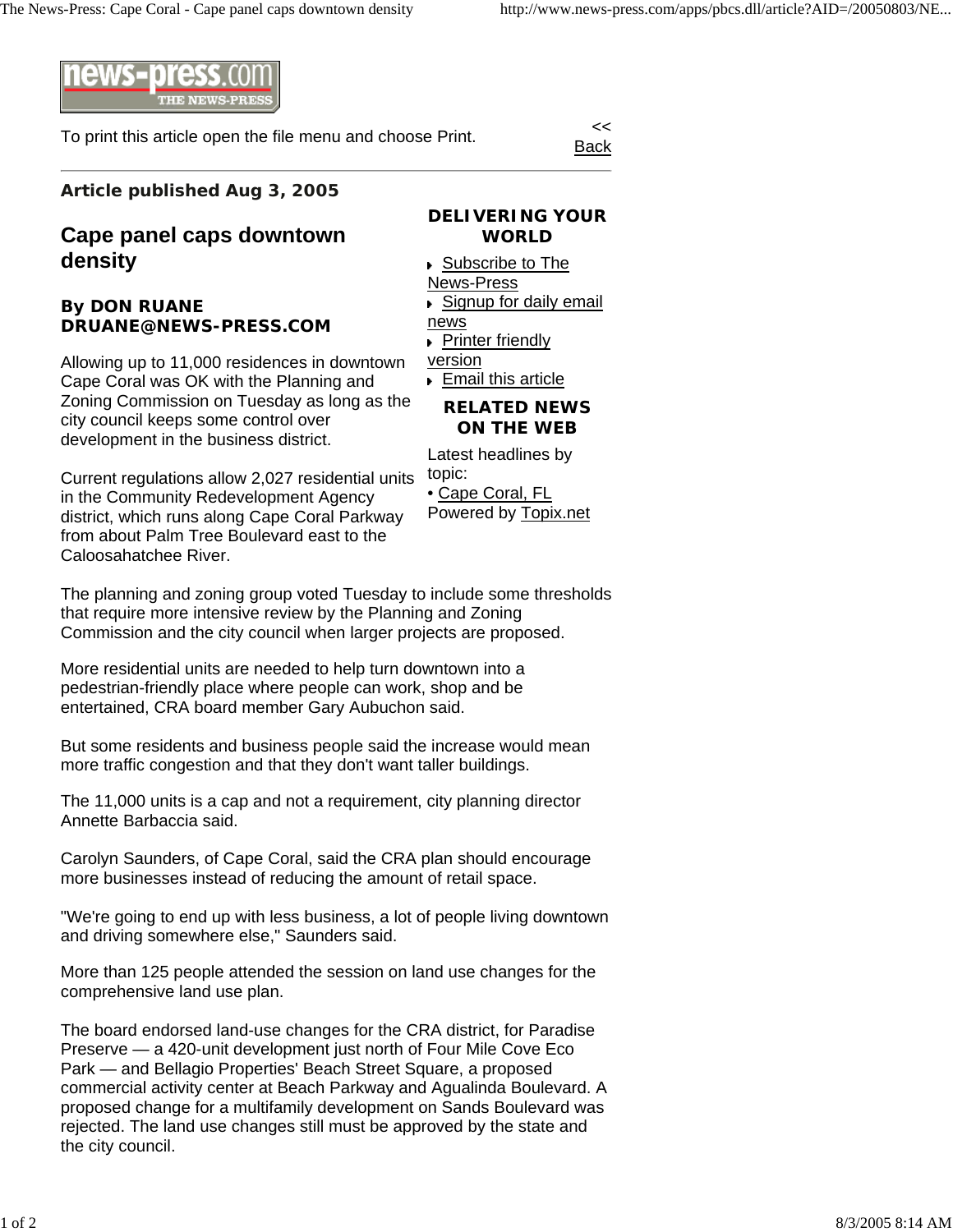To print this article open the file menu and choose Print.

<< Back

**Article published Aug 3, 2005**

# Cape panel caps downtown density

**By DON RUANE**
**DRUANE@NEWS-PRESS.COM**

Allowing up to 11,000 residences in downtown Cape Coral was OK with the Planning and Zoning Commission on Tuesday as long as the city council keeps some control over development in the business district.

Current regulations allow 2,027 residential units in the Community Redevelopment Agency district, which runs along Cape Coral Parkway from about Palm Tree Boulevard east to the Caloosahatchee River.

The planning and zoning group voted Tuesday to include some thresholds that require more intensive review by the Planning and Zoning Commission and the city council when larger projects are proposed.

More residential units are needed to help turn downtown into a pedestrian-friendly place where people can work, shop and be entertained, CRA board member Gary Aubuchon said.

But some residents and business people said the increase would mean more traffic congestion and that they don't want taller buildings.

The 11,000 units is a cap and not a requirement, city planning director Annette Barbaccia said.

Carolyn Saunders, of Cape Coral, said the CRA plan should encourage more businesses instead of reducing the amount of retail space.

"We're going to end up with less business, a lot of people living downtown and driving somewhere else," Saunders said.

More than 125 people attended the session on land use changes for the comprehensive land use plan.

The board endorsed land-use changes for the CRA district, for Paradise Preserve — a 420-unit development just north of Four Mile Cove Eco Park — and Bellagio Properties' Beach Street Square, a proposed commercial activity center at Beach Parkway and Agualinda Boulevard. A proposed change for a multifamily development on Sands Boulevard was rejected. The land use changes still must be approved by the state and the city council.

**DELIVERING YOUR WORLD**

- Subscribe to The News-Press
- Signup for daily email news
- Printer friendly version
- Email this article

**RELATED NEWS ON THE WEB**

Latest headlines by topic:

- Cape Coral, FL

Powered by Topix.net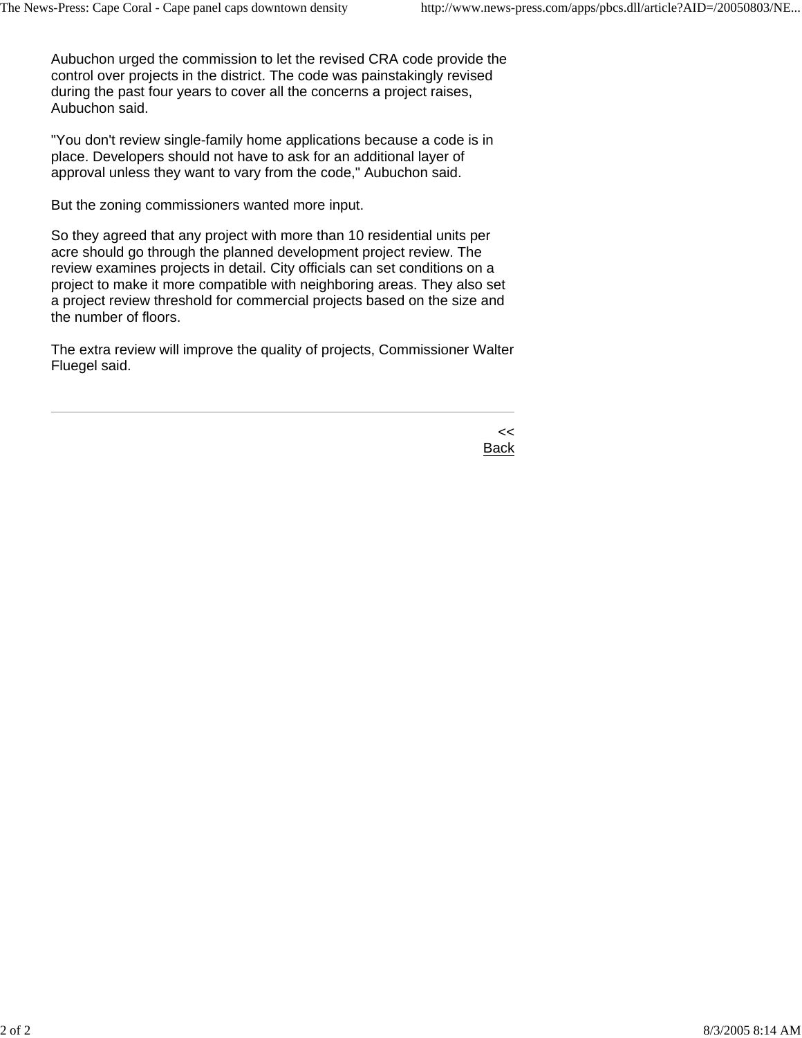Aubuchon urged the commission to let the revised CRA code provide the control over projects in the district. The code was painstakingly revised during the past four years to cover all the concerns a project raises, Aubuchon said.

"You don't review single-family home applications because a code is in place. Developers should not have to ask for an additional layer of approval unless they want to vary from the code," Aubuchon said.

But the zoning commissioners wanted more input.

So they agreed that any project with more than 10 residential units per acre should go through the planned development project review. The review examines projects in detail. City officials can set conditions on a project to make it more compatible with neighboring areas. They also set a project review threshold for commercial projects based on the size and the number of floors.

The extra review will improve the quality of projects, Commissioner Walter Fluegel said.

---

<< Back